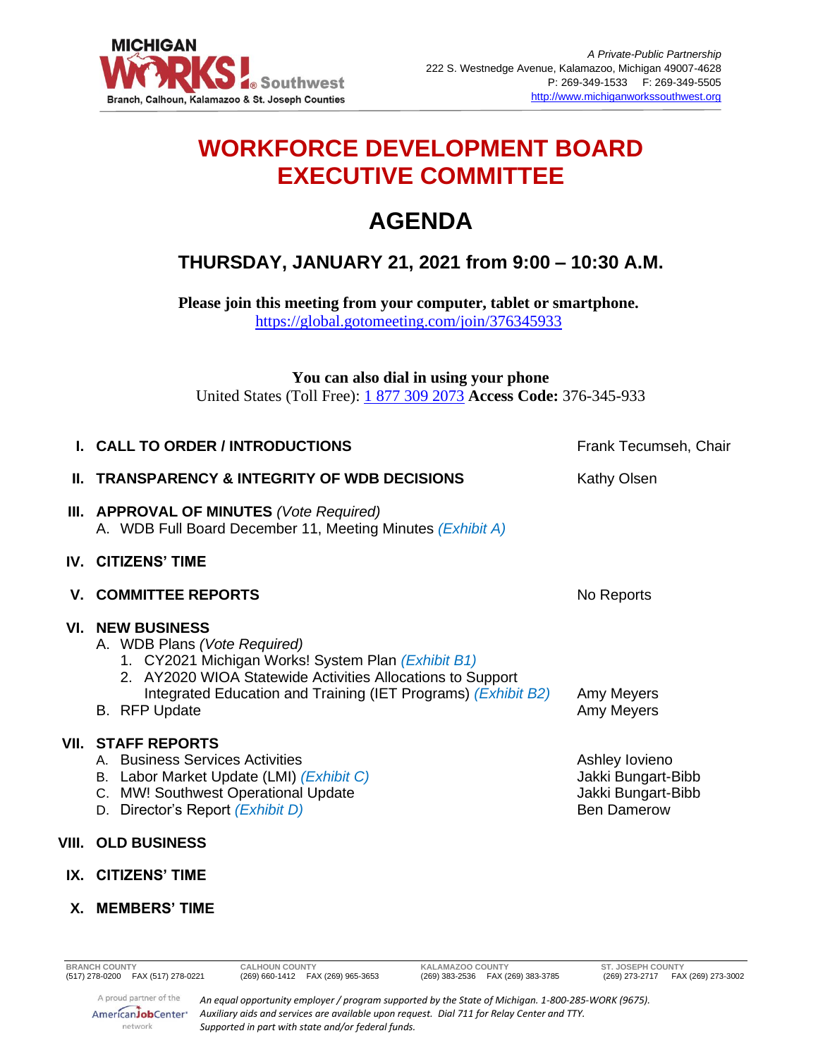MICHIGAN WORKS! Southwest
Branch, Calhoun, Kalamazoo & St. Joseph Counties

*A Private-Public Partnership*
222 S. Westnedge Avenue, Kalamazoo, Michigan 49007-4628
P: 269-349-1533  F: 269-349-5505
http://www.michiganworkssouthwest.org

# WORKFORCE DEVELOPMENT BOARD EXECUTIVE COMMITTEE

# AGENDA

## THURSDAY, JANUARY 21, 2021 from 9:00 – 10:30 A.M.

**Please join this meeting from your computer, tablet or smartphone.**
https://global.gotomeeting.com/join/376345933

**You can also dial in using your phone**
United States (Toll Free): 1 877 309 2073 **Access Code:** 376-345-933

**I. CALL TO ORDER / INTRODUCTIONS** — Frank Tecumseh, Chair

**II. TRANSPARENCY & INTEGRITY OF WDB DECISIONS** — Kathy Olsen

**III. APPROVAL OF MINUTES** *(Vote Required)*
- A. WDB Full Board December 11, Meeting Minutes *(Exhibit A)*

**IV. CITIZENS' TIME**

**V. COMMITTEE REPORTS** — No Reports

**VI. NEW BUSINESS**
- A. WDB Plans *(Vote Required)*
  1. CY2021 Michigan Works! System Plan *(Exhibit B1)*
  2. AY2020 WIOA Statewide Activities Allocations to Support Integrated Education and Training (IET Programs) *(Exhibit B2)* — Amy Meyers
- B. RFP Update — Amy Meyers

**VII. STAFF REPORTS**
- A. Business Services Activities — Ashley Iovieno
- B. Labor Market Update (LMI) *(Exhibit C)* — Jakki Bungart-Bibb
- C. MW! Southwest Operational Update — Jakki Bungart-Bibb
- D. Director's Report *(Exhibit D)* — Ben Damerow

**VIII. OLD BUSINESS**

**IX. CITIZENS' TIME**

**X. MEMBERS' TIME**

| BRANCH COUNTY | CALHOUN COUNTY | KALAMAZOO COUNTY | ST. JOSEPH COUNTY |
|---|---|---|---|
| (517) 278-0200 FAX (517) 278-0221 | (269) 660-1412 FAX (269) 965-3653 | (269) 383-2536 FAX (269) 383-3785 | (269) 273-2717 FAX (269) 273-3002 |

A proud partner of the AmericanJobCenter network

*An equal opportunity employer / program supported by the State of Michigan. 1-800-285-WORK (9675). Auxiliary aids and services are available upon request. Dial 711 for Relay Center and TTY. Supported in part with state and/or federal funds.*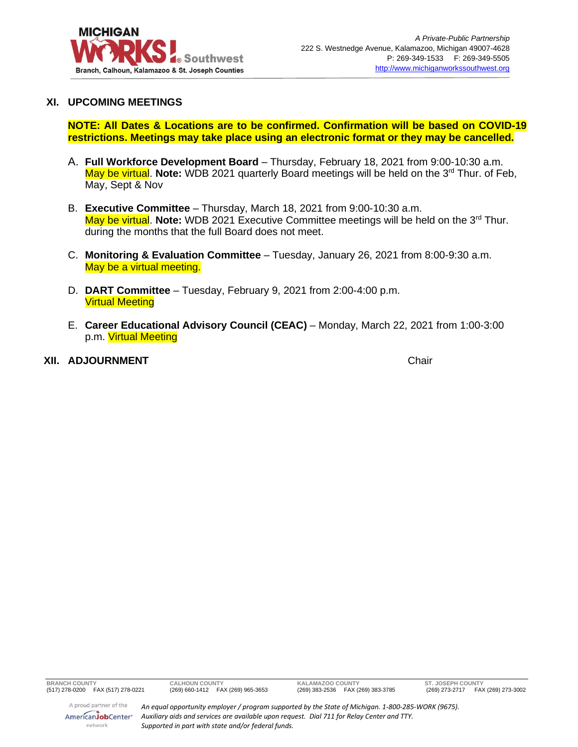## XI. UPCOMING MEETINGS

**NOTE: All Dates & Locations are to be confirmed. Confirmation will be based on COVID-19 restrictions. Meetings may take place using an electronic format or they may be cancelled.**

A. **Full Workforce Development Board** – Thursday, February 18, 2021 from 9:00-10:30 a.m. May be virtual. **Note:** WDB 2021 quarterly Board meetings will be held on the 3rd Thur. of Feb, May, Sept & Nov

B. **Executive Committee** – Thursday, March 18, 2021 from 9:00-10:30 a.m. May be virtual. **Note:** WDB 2021 Executive Committee meetings will be held on the 3rd Thur. during the months that the full Board does not meet.

C. **Monitoring & Evaluation Committee** – Tuesday, January 26, 2021 from 8:00-9:30 a.m. May be a virtual meeting.

D. **DART Committee** – Tuesday, February 9, 2021 from 2:00-4:00 p.m. Virtual Meeting

E. **Career Educational Advisory Council (CEAC)** – Monday, March 22, 2021 from 1:00-3:00 p.m. Virtual Meeting

## XII. ADJOURNMENT

Chair